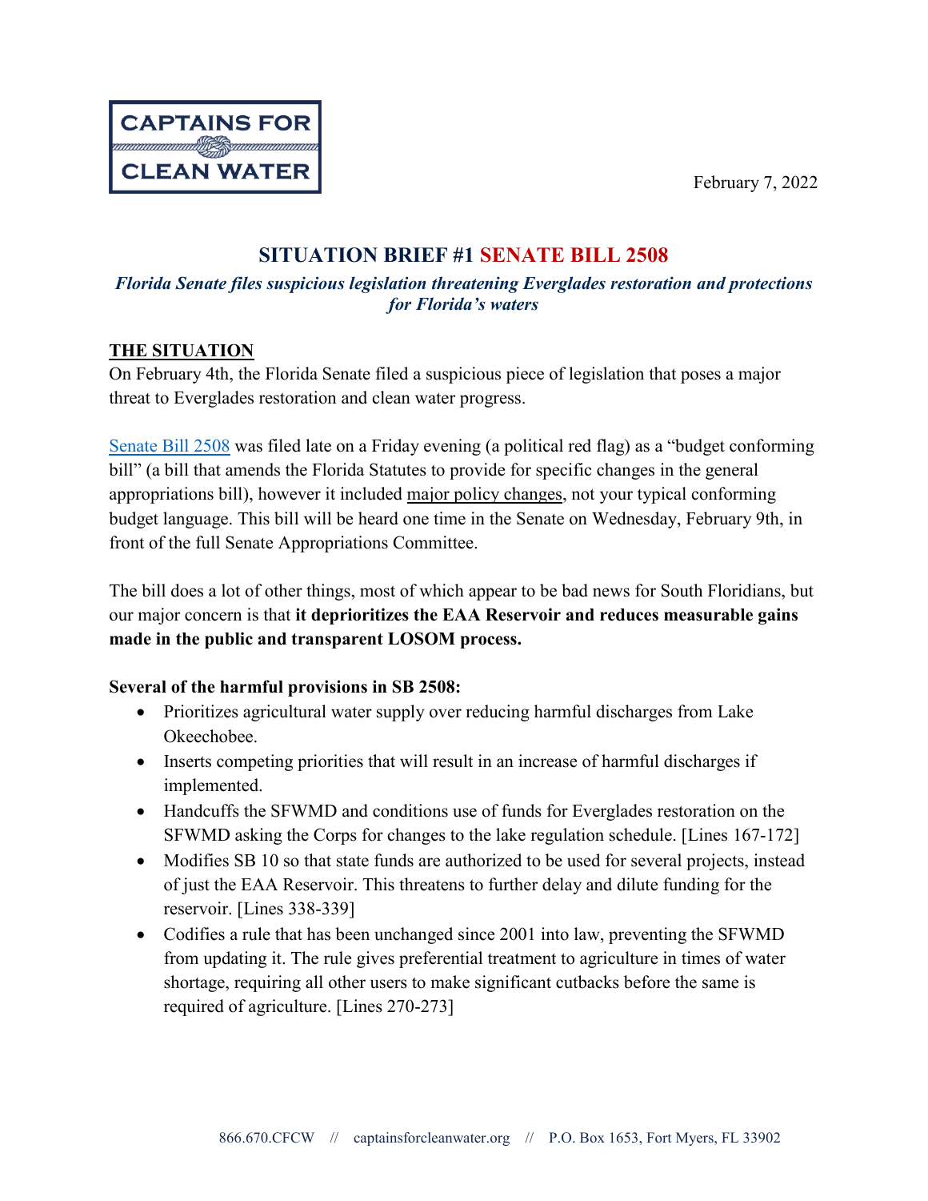CAPTAINS FOR CLEAN WATER

February 7, 2022

# SITUATION BRIEF #1 SENATE BILL 2508

***Florida Senate files suspicious legislation threatening Everglades restoration and protections for Florida's waters***

## THE SITUATION

On February 4th, the Florida Senate filed a suspicious piece of legislation that poses a major threat to Everglades restoration and clean water progress.

Senate Bill 2508 was filed late on a Friday evening (a political red flag) as a "budget conforming bill" (a bill that amends the Florida Statutes to provide for specific changes in the general appropriations bill), however it included major policy changes, not your typical conforming budget language. This bill will be heard one time in the Senate on Wednesday, February 9th, in front of the full Senate Appropriations Committee.

The bill does a lot of other things, most of which appear to be bad news for South Floridians, but our major concern is that **it deprioritizes the EAA Reservoir and reduces measurable gains made in the public and transparent LOSOM process.**

**Several of the harmful provisions in SB 2508:**

- Prioritizes agricultural water supply over reducing harmful discharges from Lake Okeechobee.
- Inserts competing priorities that will result in an increase of harmful discharges if implemented.
- Handcuffs the SFWMD and conditions use of funds for Everglades restoration on the SFWMD asking the Corps for changes to the lake regulation schedule. [Lines 167-172]
- Modifies SB 10 so that state funds are authorized to be used for several projects, instead of just the EAA Reservoir. This threatens to further delay and dilute funding for the reservoir. [Lines 338-339]
- Codifies a rule that has been unchanged since 2001 into law, preventing the SFWMD from updating it. The rule gives preferential treatment to agriculture in times of water shortage, requiring all other users to make significant cutbacks before the same is required of agriculture. [Lines 270-273]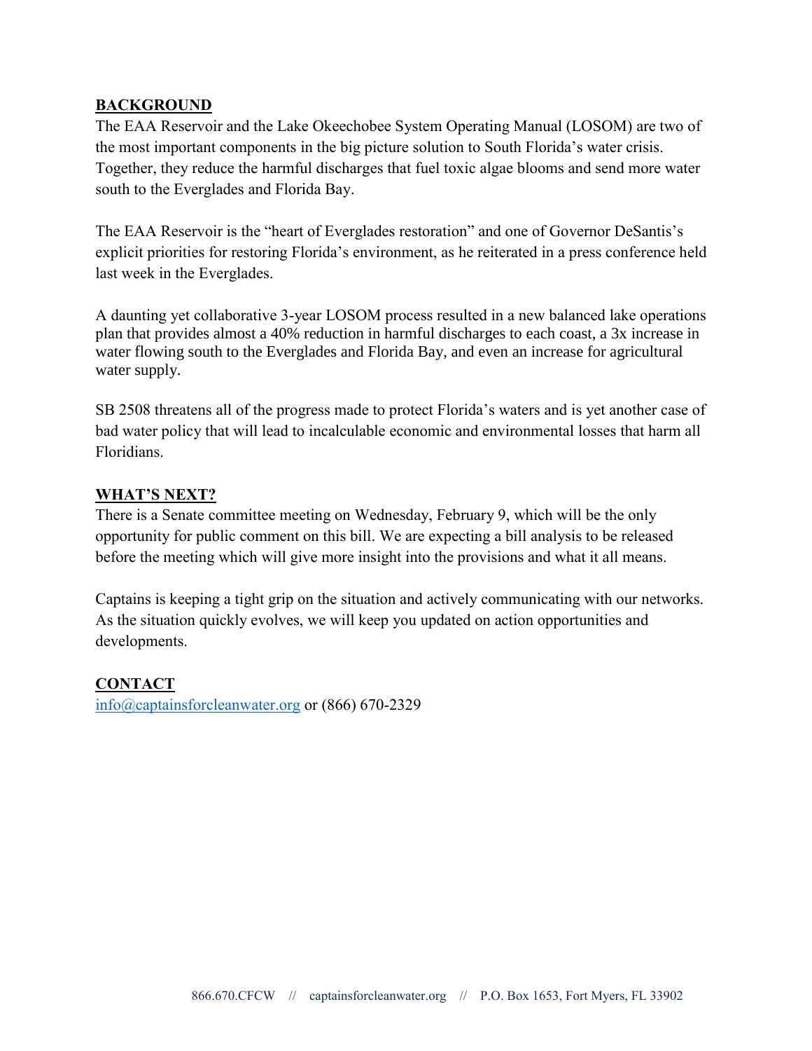## BACKGROUND

The EAA Reservoir and the Lake Okeechobee System Operating Manual (LOSOM) are two of the most important components in the big picture solution to South Florida's water crisis. Together, they reduce the harmful discharges that fuel toxic algae blooms and send more water south to the Everglades and Florida Bay.

The EAA Reservoir is the "heart of Everglades restoration" and one of Governor DeSantis's explicit priorities for restoring Florida's environment, as he reiterated in a press conference held last week in the Everglades.

A daunting yet collaborative 3-year LOSOM process resulted in a new balanced lake operations plan that provides almost a 40% reduction in harmful discharges to each coast, a 3x increase in water flowing south to the Everglades and Florida Bay, and even an increase for agricultural water supply.

SB 2508 threatens all of the progress made to protect Florida's waters and is yet another case of bad water policy that will lead to incalculable economic and environmental losses that harm all Floridians.

## WHAT'S NEXT?

There is a Senate committee meeting on Wednesday, February 9, which will be the only opportunity for public comment on this bill. We are expecting a bill analysis to be released before the meeting which will give more insight into the provisions and what it all means.

Captains is keeping a tight grip on the situation and actively communicating with our networks. As the situation quickly evolves, we will keep you updated on action opportunities and developments.

## CONTACT

info@captainsforcleanwater.org or (866) 670-2329

866.670.CFCW // captainsforcleanwater.org // P.O. Box 1653, Fort Myers, FL 33902